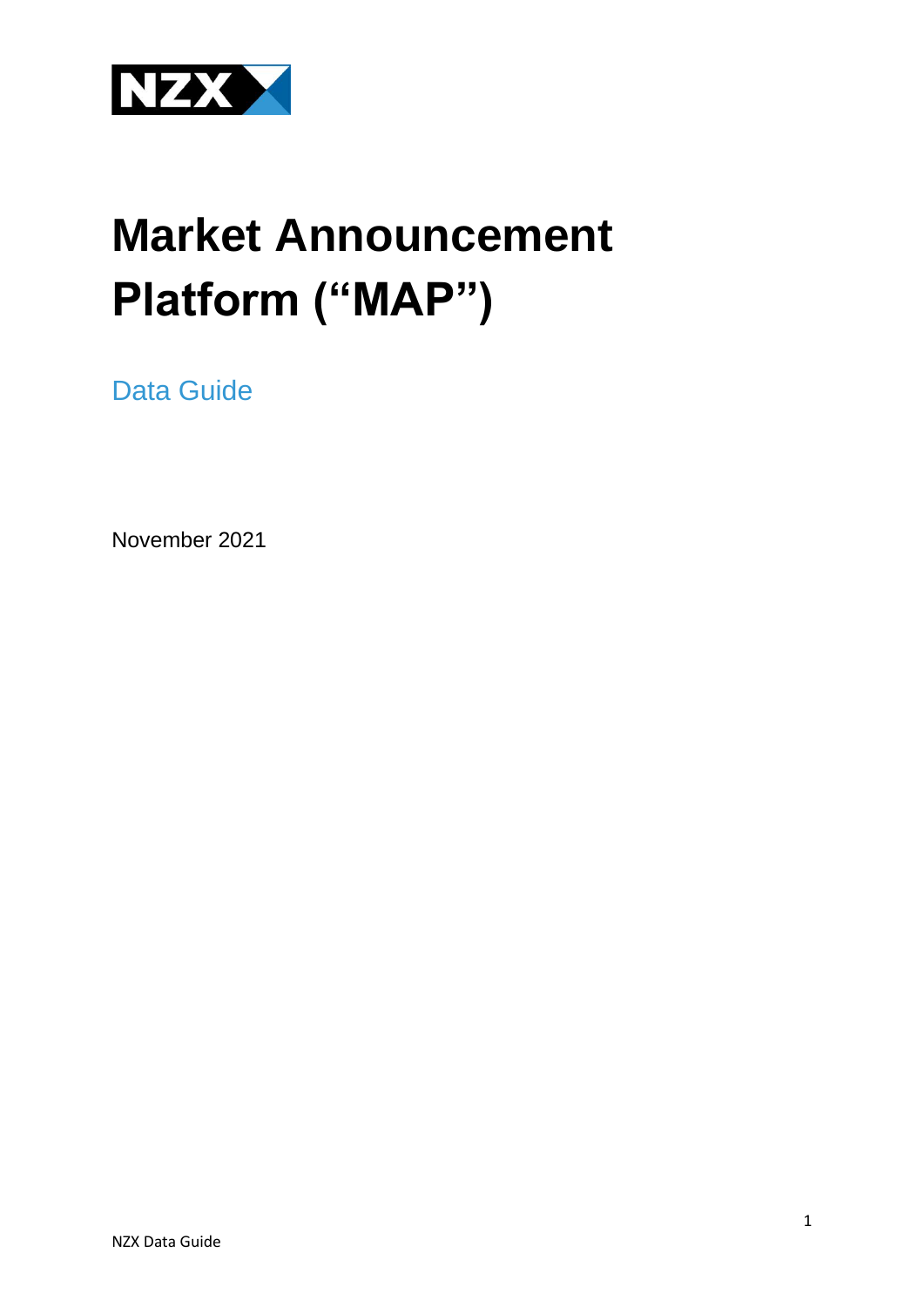NZX

# Market Announcement Platform (“MAP”)

## Data Guide

November 2021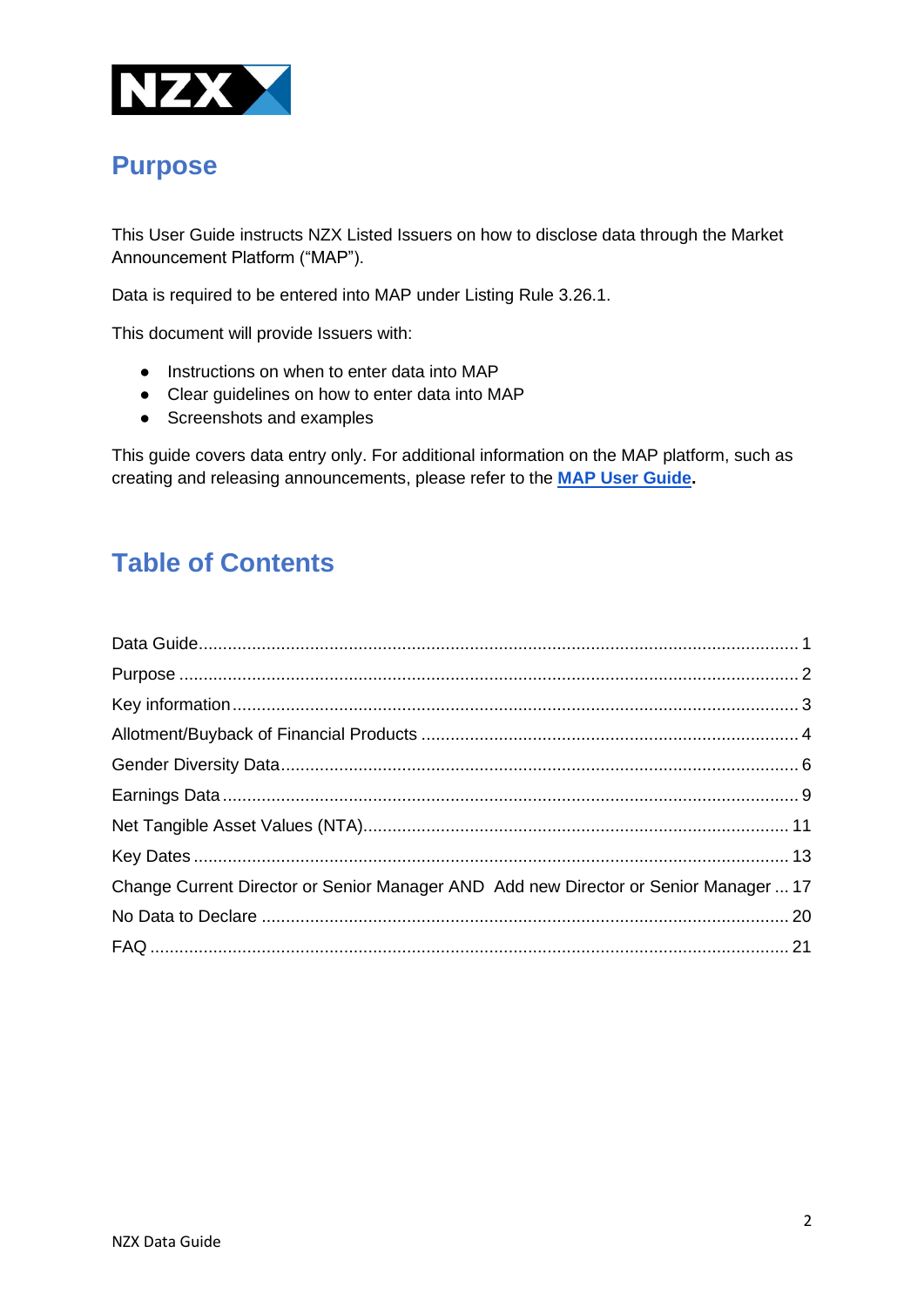# Purpose

This User Guide instructs NZX Listed Issuers on how to disclose data through the Market Announcement Platform ("MAP").

Data is required to be entered into MAP under Listing Rule 3.26.1.

This document will provide Issuers with:

- Instructions on when to enter data into MAP
- Clear guidelines on how to enter data into MAP
- Screenshots and examples

This guide covers data entry only. For additional information on the MAP platform, such as creating and releasing announcements, please refer to the **MAP User Guide**.

# Table of Contents

Data Guide .......... 1
Purpose .......... 2
Key information .......... 3
Allotment/Buyback of Financial Products .......... 4
Gender Diversity Data .......... 6
Earnings Data .......... 9
Net Tangible Asset Values (NTA) .......... 11
Key Dates .......... 13
Change Current Director or Senior Manager AND Add new Director or Senior Manager .......... 17
No Data to Declare .......... 20
FAQ .......... 21

NZX Data Guide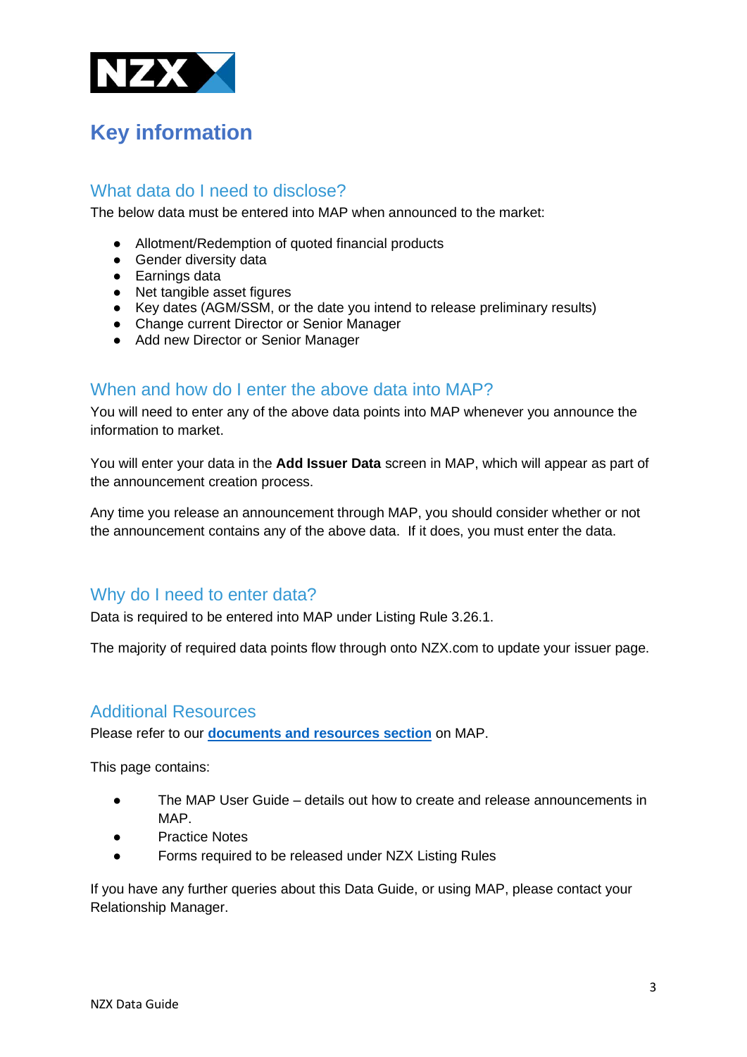# Key information

## What data do I need to disclose?

The below data must be entered into MAP when announced to the market:

- Allotment/Redemption of quoted financial products
- Gender diversity data
- Earnings data
- Net tangible asset figures
- Key dates (AGM/SSM, or the date you intend to release preliminary results)
- Change current Director or Senior Manager
- Add new Director or Senior Manager

## When and how do I enter the above data into MAP?

You will need to enter any of the above data points into MAP whenever you announce the information to market.

You will enter your data in the **Add Issuer Data** screen in MAP, which will appear as part of the announcement creation process.

Any time you release an announcement through MAP, you should consider whether or not the announcement contains any of the above data. If it does, you must enter the data.

## Why do I need to enter data?

Data is required to be entered into MAP under Listing Rule 3.26.1.

The majority of required data points flow through onto NZX.com to update your issuer page.

## Additional Resources

Please refer to our **documents and resources section** on MAP.

This page contains:

- The MAP User Guide – details out how to create and release announcements in MAP.
- Practice Notes
- Forms required to be released under NZX Listing Rules

If you have any further queries about this Data Guide, or using MAP, please contact your Relationship Manager.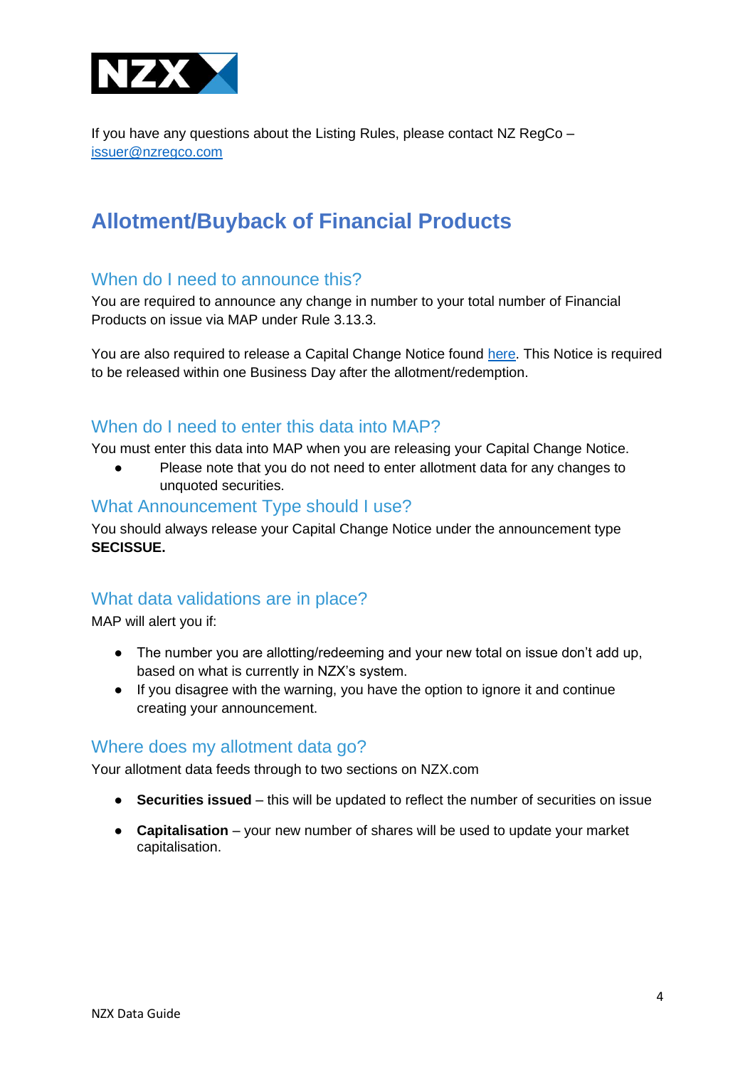If you have any questions about the Listing Rules, please contact NZ RegCo – [issuer@nzregco.com](mailto:issuer@nzregco.com)

# Allotment/Buyback of Financial Products

## When do I need to announce this?

You are required to announce any change in number to your total number of Financial Products on issue via MAP under Rule 3.13.3.

You are also required to release a Capital Change Notice found here. This Notice is required to be released within one Business Day after the allotment/redemption.

## When do I need to enter this data into MAP?

You must enter this data into MAP when you are releasing your Capital Change Notice.

- Please note that you do not need to enter allotment data for any changes to unquoted securities.

## What Announcement Type should I use?

You should always release your Capital Change Notice under the announcement type **SECISSUE.**

## What data validations are in place?

MAP will alert you if:

- The number you are allotting/redeeming and your new total on issue don't add up, based on what is currently in NZX's system.
- If you disagree with the warning, you have the option to ignore it and continue creating your announcement.

## Where does my allotment data go?

Your allotment data feeds through to two sections on NZX.com

- **Securities issued** – this will be updated to reflect the number of securities on issue
- **Capitalisation** – your new number of shares will be used to update your market capitalisation.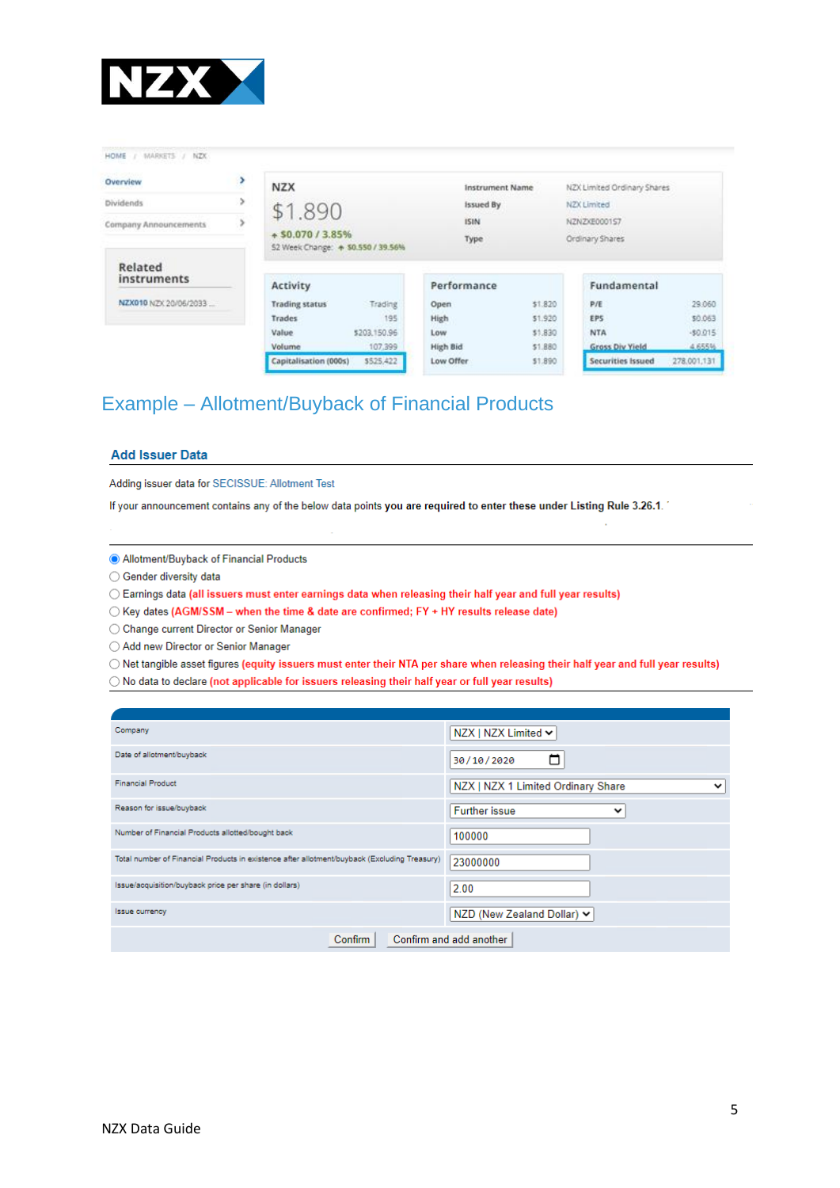HOME / MARKETS / NZX

Overview
Dividends
Company Announcements

**Related instruments**

NZX010 NZX 20/06/2033 ...

**NZX**

$1.890

+ $0.070 / 3.85%

52 Week Change: + $0.550 / 39.56%

| Instrument Name | NZX Limited Ordinary Shares |
| --- | --- |
| Issued By | NZX Limited |
| ISIN | NZNZXE0001S7 |
| Type | Ordinary Shares |

| Activity | |
| --- | --- |
| Trading status | Trading |
| Trades | 195 |
| Value | $203,150.96 |
| Volume | 107,399 |
| Capitalisation (000s) | $525,422 |

| Performance | |
| --- | --- |
| Open | $1.820 |
| High | $1.920 |
| Low | $1.830 |
| High Bid | $1.880 |
| Low Offer | $1.890 |

| Fundamental | |
| --- | --- |
| P/E | 29.060 |
| EPS | $0.063 |
| NTA | -$0.015 |
| Gross Div Yield | 4.655% |
| Securities Issued | 278,001,131 |

## Example – Allotment/Buyback of Financial Products

### Add Issuer Data

Adding issuer data for SECISSUE: Allotment Test

If your announcement contains any of the below data points **you are required to enter these under Listing Rule 3.26.1**.

- (•) Allotment/Buyback of Financial Products
- ( ) Gender diversity data
- ( ) Earnings data **(all issuers must enter earnings data when releasing their half year and full year results)**
- ( ) Key dates **(AGM/SSM – when the time & date are confirmed; FY + HY results release date)**
- ( ) Change current Director or Senior Manager
- ( ) Add new Director or Senior Manager
- ( ) Net tangible asset figures **(equity issuers must enter their NTA per share when releasing their half year and full year results)**
- ( ) No data to declare **(not applicable for issuers releasing their half year or full year results)**

| Field | Value |
| --- | --- |
| Company | NZX \| NZX Limited |
| Date of allotment/buyback | 30/10/2020 |
| Financial Product | NZX \| NZX 1 Limited Ordinary Share |
| Reason for issue/buyback | Further issue |
| Number of Financial Products allotted/bought back | 100000 |
| Total number of Financial Products in existence after allotment/buyback (Excluding Treasury) | 23000000 |
| Issue/acquisition/buyback price per share (in dollars) | 2.00 |
| Issue currency | NZD (New Zealand Dollar) |

Confirm | Confirm and add another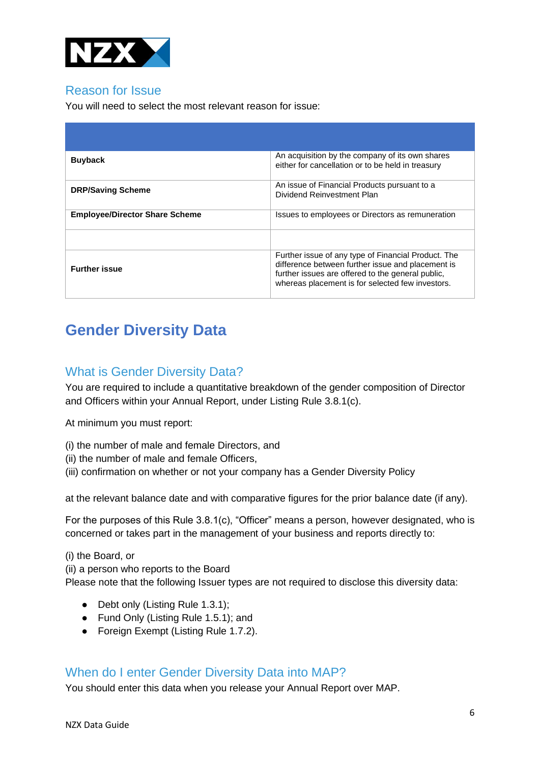## Reason for Issue

You will need to select the most relevant reason for issue:

| | |
|---|---|
| **Buyback** | An acquisition by the company of its own shares either for cancellation or to be held in treasury |
| **DRP/Saving Scheme** | An issue of Financial Products pursuant to a Dividend Reinvestment Plan |
| **Employee/Director Share Scheme** | Issues to employees or Directors as remuneration |
| | |
| **Further issue** | Further issue of any type of Financial Product. The difference between further issue and placement is further issues are offered to the general public, whereas placement is for selected few investors. |

# Gender Diversity Data

## What is Gender Diversity Data?

You are required to include a quantitative breakdown of the gender composition of Director and Officers within your Annual Report, under Listing Rule 3.8.1(c).

At minimum you must report:

(i) the number of male and female Directors, and
(ii) the number of male and female Officers,
(iii) confirmation on whether or not your company has a Gender Diversity Policy

at the relevant balance date and with comparative figures for the prior balance date (if any).

For the purposes of this Rule 3.8.1(c), "Officer" means a person, however designated, who is concerned or takes part in the management of your business and reports directly to:

(i) the Board, or
(ii) a person who reports to the Board
Please note that the following Issuer types are not required to disclose this diversity data:

- Debt only (Listing Rule 1.3.1);
- Fund Only (Listing Rule 1.5.1); and
- Foreign Exempt (Listing Rule 1.7.2).

## When do I enter Gender Diversity Data into MAP?

You should enter this data when you release your Annual Report over MAP.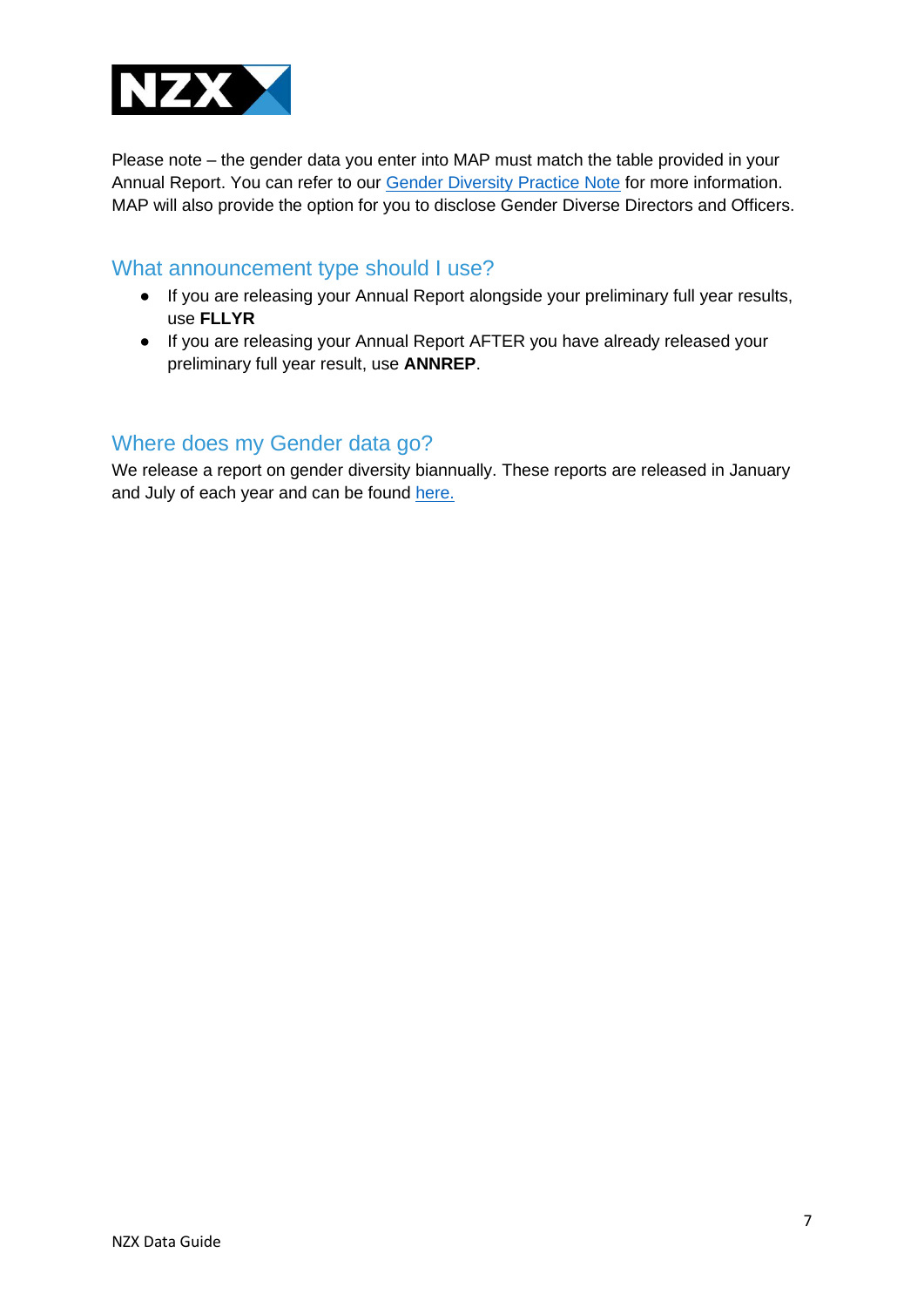Please note – the gender data you enter into MAP must match the table provided in your Annual Report. You can refer to our Gender Diversity Practice Note for more information. MAP will also provide the option for you to disclose Gender Diverse Directors and Officers.

## What announcement type should I use?

- If you are releasing your Annual Report alongside your preliminary full year results, use **FLLYR**
- If you are releasing your Annual Report AFTER you have already released your preliminary full year result, use **ANNREP**.

## Where does my Gender data go?

We release a report on gender diversity biannually. These reports are released in January and July of each year and can be found here.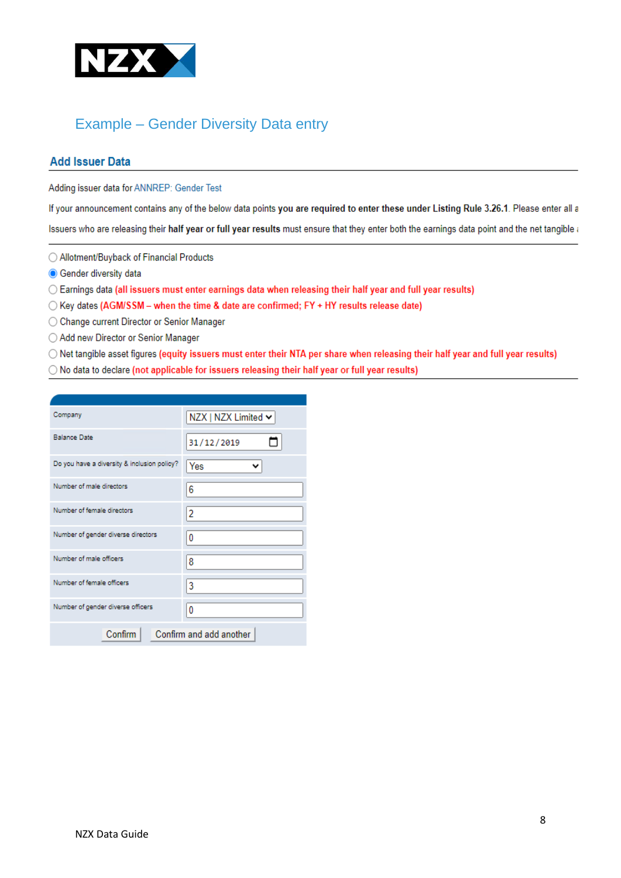## Example – Gender Diversity Data entry

### Add Issuer Data

Adding issuer data for ANNREP: Gender Test

If your announcement contains any of the below data points **you are required to enter these under Listing Rule 3.26.1**. Please enter all a

Issuers who are releasing their **half year or full year results** must ensure that they enter both the earnings data point and the net tangible a

- ○ Allotment/Buyback of Financial Products
- ◉ Gender diversity data
- ○ Earnings data **(all issuers must enter earnings data when releasing their half year and full year results)**
- ○ Key dates **(AGM/SSM – when the time & date are confirmed; FY + HY results release date)**
- ○ Change current Director or Senior Manager
- ○ Add new Director or Senior Manager
- ○ Net tangible asset figures **(equity issuers must enter their NTA per share when releasing their half year and full year results)**
- ○ No data to declare **(not applicable for issuers releasing their half year or full year results)**

| Field | Value |
|---|---|
| Company | NZX \| NZX Limited |
| Balance Date | 31/12/2019 |
| Do you have a diversity & inclusion policy? | Yes |
| Number of male directors | 6 |
| Number of female directors | 2 |
| Number of gender diverse directors | 0 |
| Number of male officers | 8 |
| Number of female officers | 3 |
| Number of gender diverse officers | 0 |

Confirm | Confirm and add another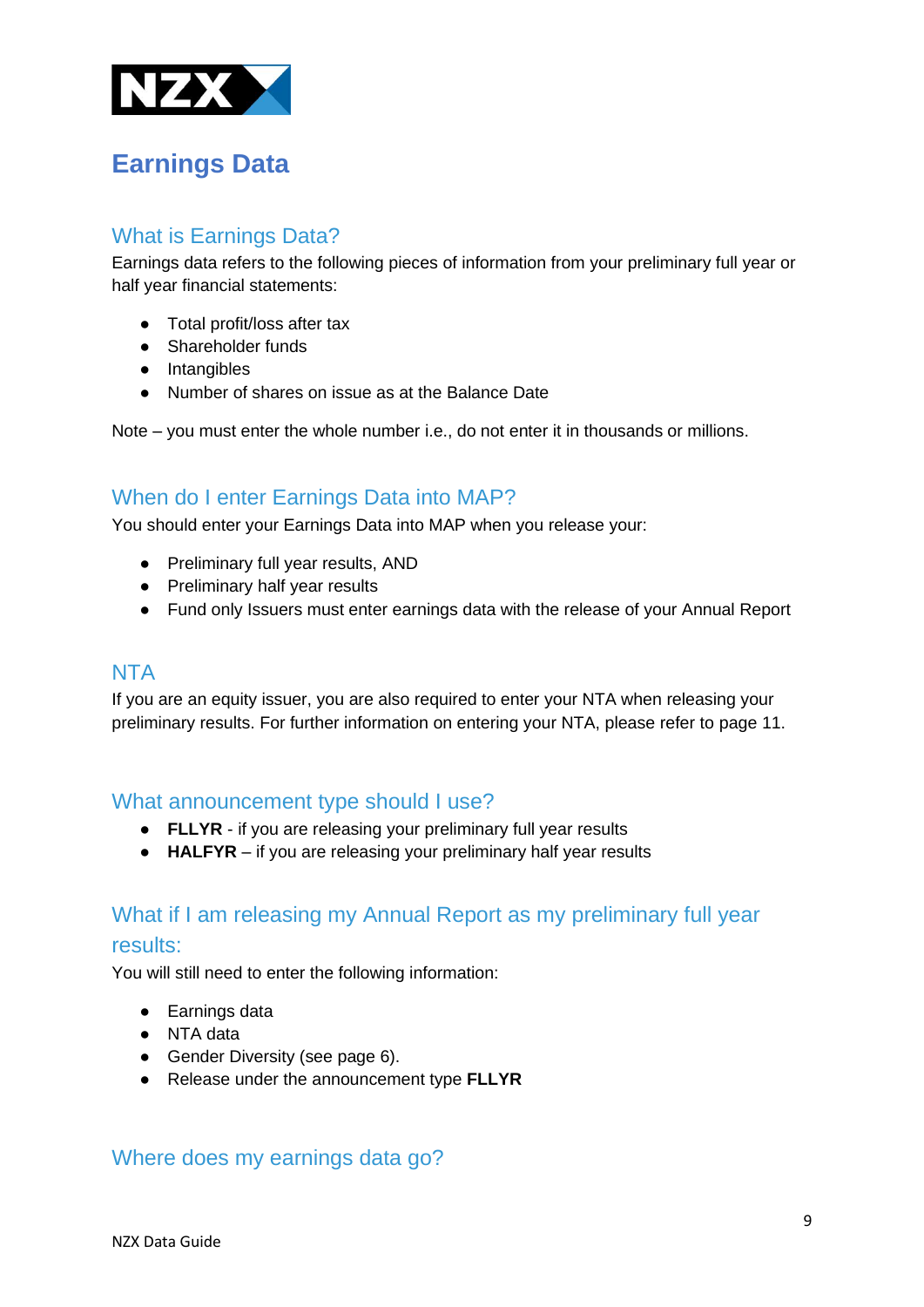# Earnings Data

## What is Earnings Data?

Earnings data refers to the following pieces of information from your preliminary full year or half year financial statements:

- Total profit/loss after tax
- Shareholder funds
- Intangibles
- Number of shares on issue as at the Balance Date

Note – you must enter the whole number i.e., do not enter it in thousands or millions.

## When do I enter Earnings Data into MAP?

You should enter your Earnings Data into MAP when you release your:

- Preliminary full year results, AND
- Preliminary half year results
- Fund only Issuers must enter earnings data with the release of your Annual Report

## NTA

If you are an equity issuer, you are also required to enter your NTA when releasing your preliminary results. For further information on entering your NTA, please refer to page 11.

## What announcement type should I use?

- **FLLYR** - if you are releasing your preliminary full year results
- **HALFYR** – if you are releasing your preliminary half year results

## What if I am releasing my Annual Report as my preliminary full year results:

You will still need to enter the following information:

- Earnings data
- NTA data
- Gender Diversity (see page 6).
- Release under the announcement type **FLLYR**

## Where does my earnings data go?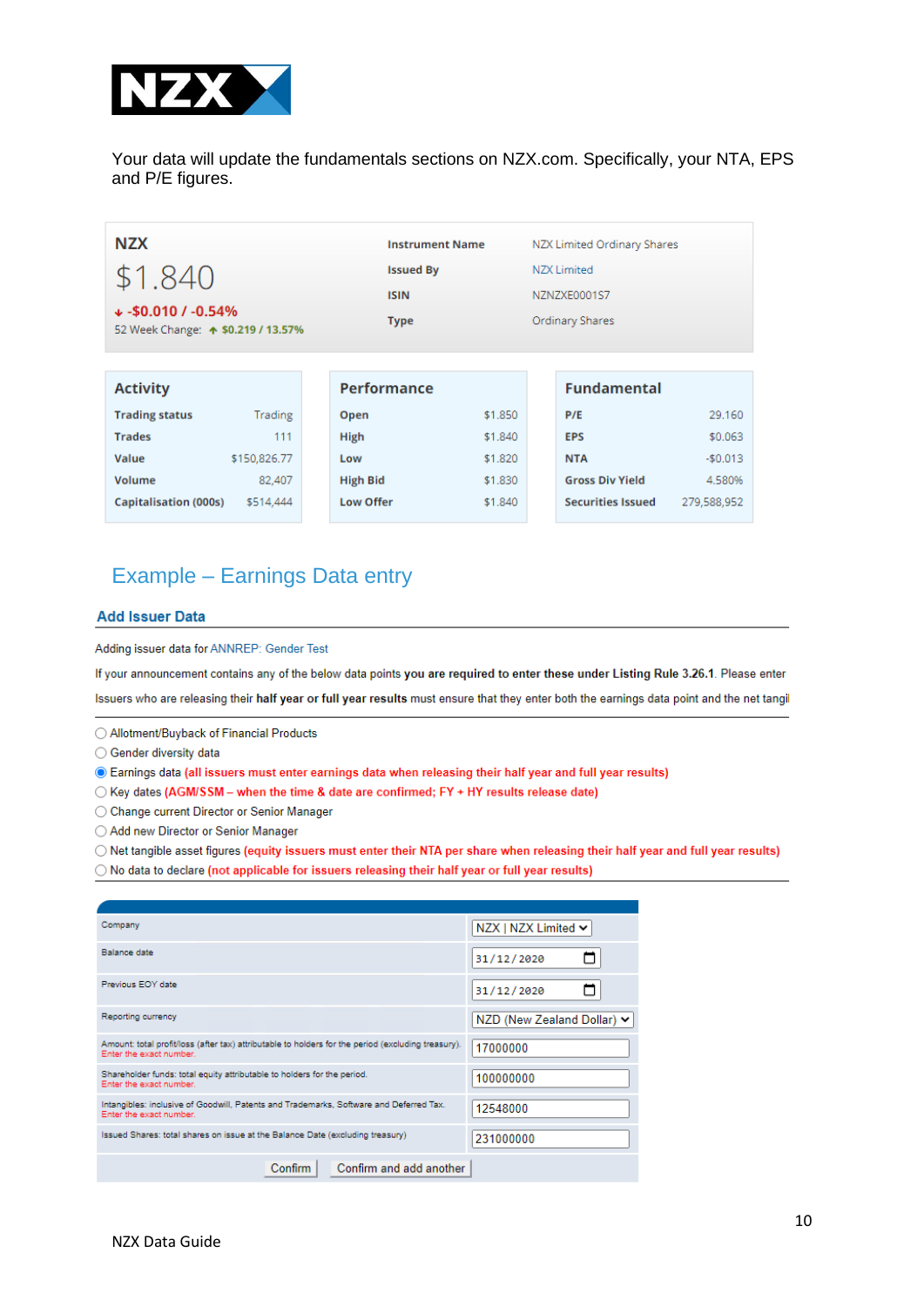Your data will update the fundamentals sections on NZX.com. Specifically, your NTA, EPS and P/E figures.

**NZX**

$1.840

-$0.010 / -0.54%

52 Week Change: $0.219 / 13.57%

| | |
|---|---|
| **Instrument Name** | NZX Limited Ordinary Shares |
| **Issued By** | NZX Limited |
| **ISIN** | NZNZXE0001S7 |
| **Type** | Ordinary Shares |

**Activity**

| | |
|---|---|
| **Trading status** | Trading |
| **Trades** | 111 |
| **Value** | $150,826.77 |
| **Volume** | 82,407 |
| **Capitalisation (000s)** | $514,444 |

**Performance**

| | |
|---|---|
| **Open** | $1.850 |
| **High** | $1.840 |
| **Low** | $1.820 |
| **High Bid** | $1.830 |
| **Low Offer** | $1.840 |

**Fundamental**

| | |
|---|---|
| **P/E** | 29.160 |
| **EPS** | $0.063 |
| **NTA** | -$0.013 |
| **Gross Div Yield** | 4.580% |
| **Securities Issued** | 279,588,952 |

## Example – Earnings Data entry

### Add Issuer Data

Adding issuer data for ANNREP: Gender Test

If your announcement contains any of the below data points **you are required to enter these under Listing Rule 3.26.1**. Please enter

Issuers who are releasing their **half year or full year results** must ensure that they enter both the earnings data point and the net tangi

- ○ Allotment/Buyback of Financial Products
- ○ Gender diversity data
- ● Earnings data **(all issuers must enter earnings data when releasing their half year and full year results)**
- ○ Key dates **(AGM/SSM – when the time & date are confirmed; FY + HY results release date)**
- ○ Change current Director or Senior Manager
- ○ Add new Director or Senior Manager
- ○ Net tangible asset figures **(equity issuers must enter their NTA per share when releasing their half year and full year results)**
- ○ No data to declare **(not applicable for issuers releasing their half year or full year results)**

| | |
|---|---|
| Company | NZX \| NZX Limited |
| Balance date | 31/12/2020 |
| Previous EOY date | 31/12/2020 |
| Reporting currency | NZD (New Zealand Dollar) |
| Amount: total profit/loss (after tax) attributable to holders for the period (excluding treasury). Enter the exact number. | 17000000 |
| Shareholder funds: total equity attributable to holders for the period. Enter the exact number. | 100000000 |
| Intangibles: inclusive of Goodwill, Patents and Trademarks, Software and Deferred Tax. Enter the exact number. | 12548000 |
| Issued Shares: total shares on issue at the Balance Date (excluding treasury) | 231000000 |

Confirm | Confirm and add another

NZX Data Guide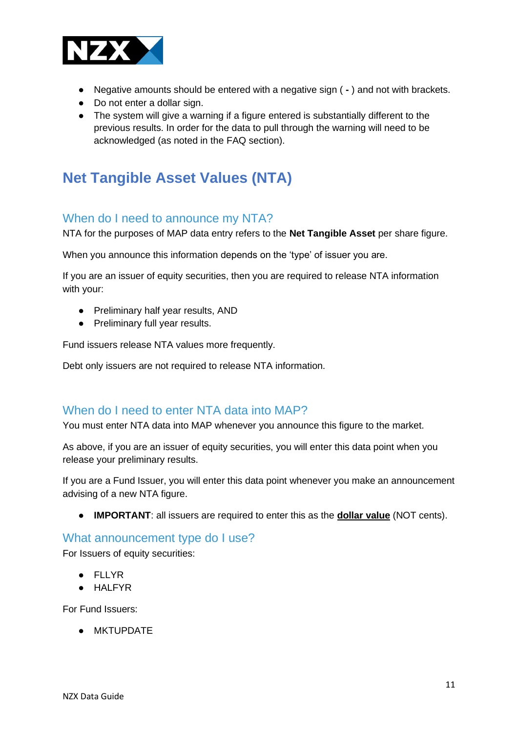- Negative amounts should be entered with a negative sign ( **-** ) and not with brackets.
- Do not enter a dollar sign.
- The system will give a warning if a figure entered is substantially different to the previous results. In order for the data to pull through the warning will need to be acknowledged (as noted in the FAQ section).

# Net Tangible Asset Values (NTA)

## When do I need to announce my NTA?

NTA for the purposes of MAP data entry refers to the **Net Tangible Asset** per share figure.

When you announce this information depends on the 'type' of issuer you are.

If you are an issuer of equity securities, then you are required to release NTA information with your:

- Preliminary half year results, AND
- Preliminary full year results.

Fund issuers release NTA values more frequently.

Debt only issuers are not required to release NTA information.

## When do I need to enter NTA data into MAP?

You must enter NTA data into MAP whenever you announce this figure to the market.

As above, if you are an issuer of equity securities, you will enter this data point when you release your preliminary results.

If you are a Fund Issuer, you will enter this data point whenever you make an announcement advising of a new NTA figure.

- **IMPORTANT**: all issuers are required to enter this as the **dollar value** (NOT cents).

## What announcement type do I use?

For Issuers of equity securities:

- FLLYR
- HALFYR

For Fund Issuers:

- MKTUPDATE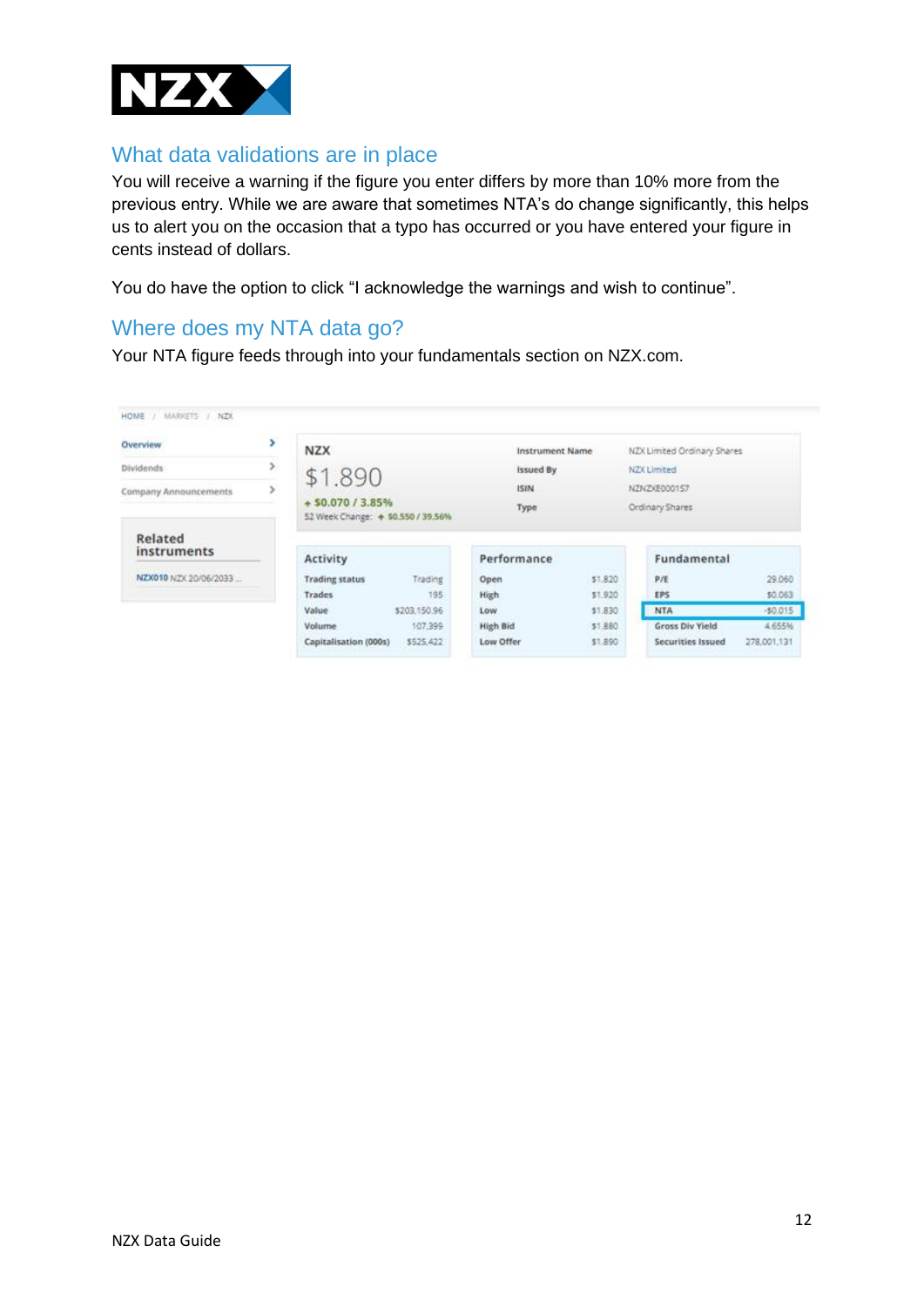## What data validations are in place

You will receive a warning if the figure you enter differs by more than 10% more from the previous entry. While we are aware that sometimes NTA's do change significantly, this helps us to alert you on the occasion that a typo has occurred or you have entered your figure in cents instead of dollars.

You do have the option to click "I acknowledge the warnings and wish to continue".

## Where does my NTA data go?

Your NTA figure feeds through into your fundamentals section on NZX.com.

HOME / MARKETS / NZX

- Overview
- Dividends
- Company Announcements

**Related instruments**

NZX010 NZX 20/06/2033 ...

**NZX**

$1.890

+ $0.070 / 3.85%

52 Week Change: + $0.550 / 39.56%

| | |
|---|---|
| Instrument Name | NZX Limited Ordinary Shares |
| Issued By | NZX Limited |
| ISIN | NZNZXE0001S7 |
| Type | Ordinary Shares |

| Activity | |
|---|---|
| Trading status | Trading |
| Trades | 195 |
| Value | $203,150.96 |
| Volume | 107,399 |
| Capitalisation (000s) | $525,422 |

| Performance | |
|---|---|
| Open | $1.820 |
| High | $1.920 |
| Low | $1.830 |
| High Bid | $1.880 |
| Low Offer | $1.890 |

| Fundamental | |
|---|---|
| P/E | 29.060 |
| EPS | $0.063 |
| NTA | -$0.015 |
| Gross Div Yield | 4.655% |
| Securities Issued | 278,001,131 |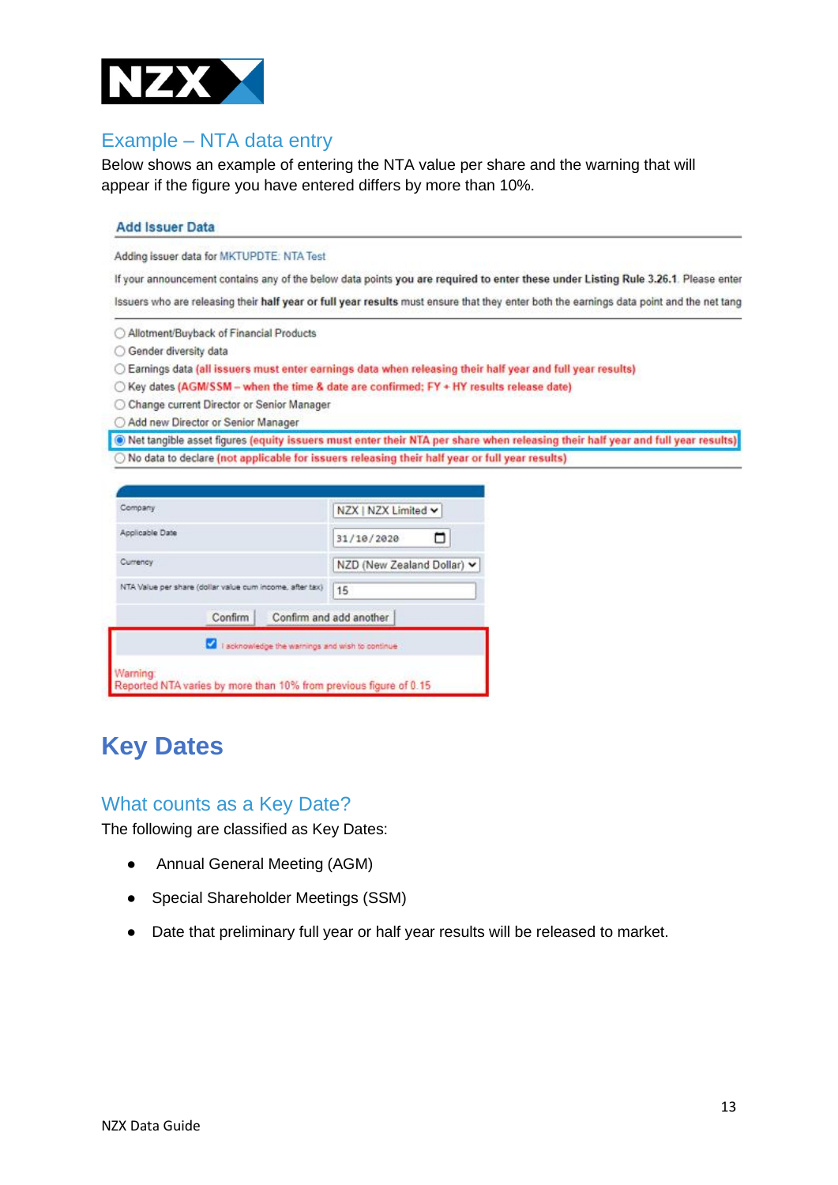## Example – NTA data entry

Below shows an example of entering the NTA value per share and the warning that will appear if the figure you have entered differs by more than 10%.

**Add Issuer Data**

Adding issuer data for MKTUPDTE: NTA Test

If your announcement contains any of the below data points **you are required to enter these under Listing Rule 3.26.1**. Please enter

Issuers who are releasing their **half year or full year results** must ensure that they enter both the earnings data point and the net tang

- ○ Allotment/Buyback of Financial Products
- ○ Gender diversity data
- ○ Earnings data (all issuers must enter earnings data when releasing their half year and full year results)
- ○ Key dates (AGM/SSM – when the time & date are confirmed; FY + HY results release date)
- ○ Change current Director or Senior Manager
- ○ Add new Director or Senior Manager
- ◉ Net tangible asset figures (equity issuers must enter their NTA per share when releasing their half year and full year results)
- ○ No data to declare (not applicable for issuers releasing their half year or full year results)

| | |
|---|---|
| Company | NZX \| NZX Limited |
| Applicable Date | 31/10/2020 |
| Currency | NZD (New Zealand Dollar) |
| NTA Value per share (dollar value cum income, after tax) | 15 |

Confirm | Confirm and add another

☑ I acknowledge the warnings and wish to continue

Warning:
Reported NTA varies by more than 10% from previous figure of 0.15

# Key Dates

## What counts as a Key Date?

The following are classified as Key Dates:

- Annual General Meeting (AGM)
- Special Shareholder Meetings (SSM)
- Date that preliminary full year or half year results will be released to market.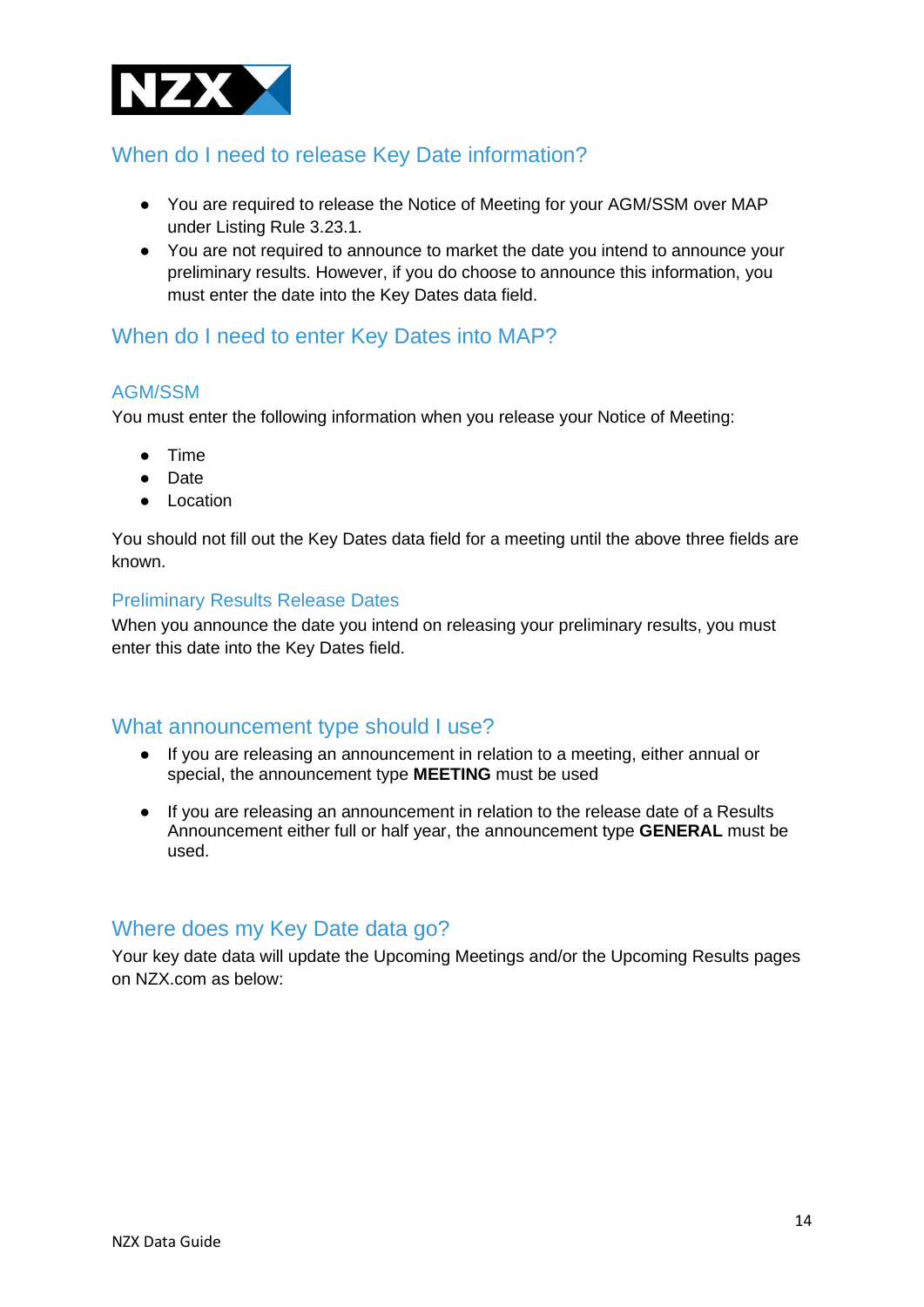## When do I need to release Key Date information?

- You are required to release the Notice of Meeting for your AGM/SSM over MAP under Listing Rule 3.23.1.
- You are not required to announce to market the date you intend to announce your preliminary results. However, if you do choose to announce this information, you must enter the date into the Key Dates data field.

## When do I need to enter Key Dates into MAP?

### AGM/SSM

You must enter the following information when you release your Notice of Meeting:

- Time
- Date
- Location

You should not fill out the Key Dates data field for a meeting until the above three fields are known.

### Preliminary Results Release Dates

When you announce the date you intend on releasing your preliminary results, you must enter this date into the Key Dates field.

## What announcement type should I use?

- If you are releasing an announcement in relation to a meeting, either annual or special, the announcement type **MEETING** must be used
- If you are releasing an announcement in relation to the release date of a Results Announcement either full or half year, the announcement type **GENERAL** must be used.

## Where does my Key Date data go?

Your key date data will update the Upcoming Meetings and/or the Upcoming Results pages on NZX.com as below: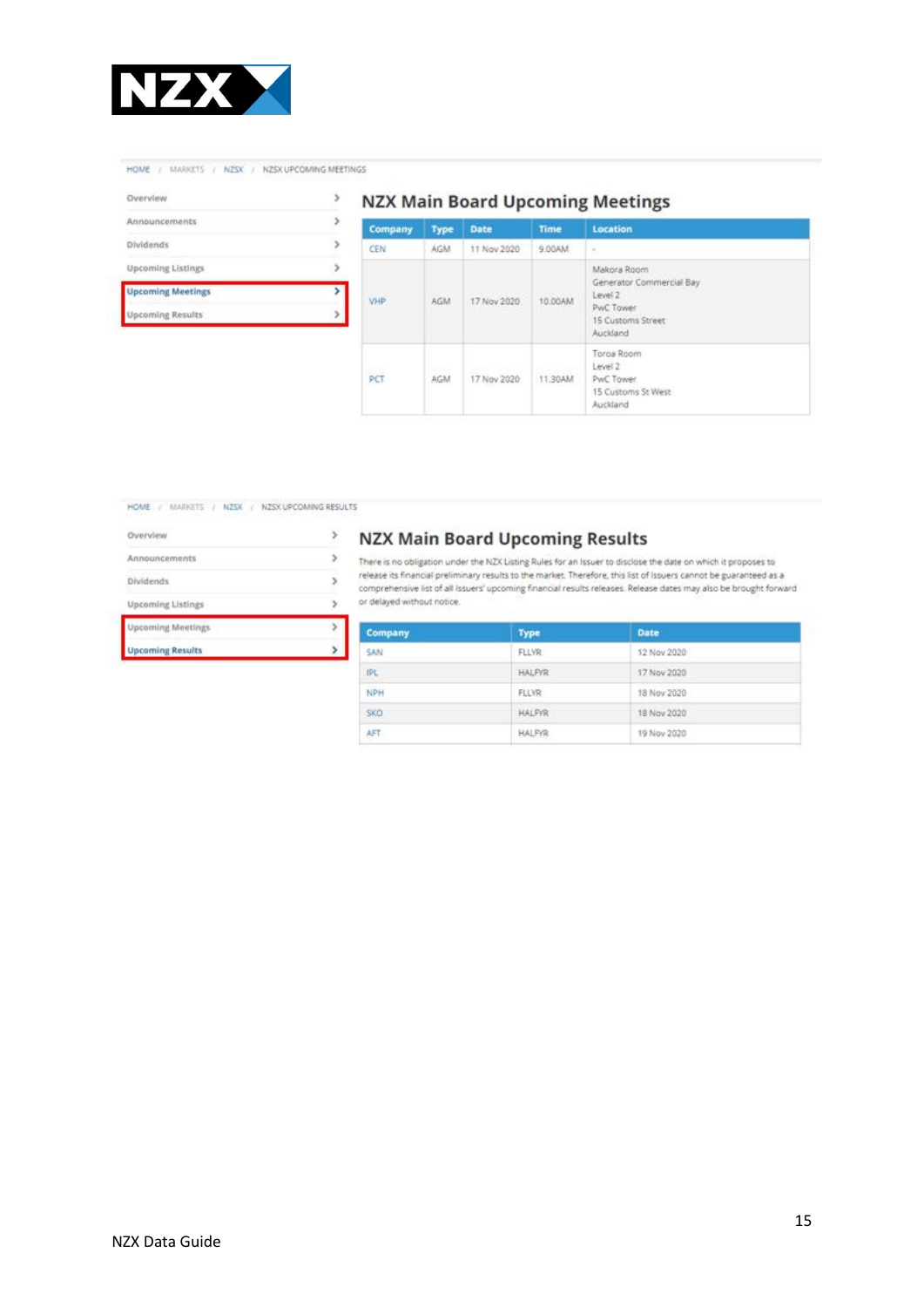HOME / MARKETS / NZSX / NZSX UPCOMING MEETINGS

- Overview
- Announcements
- Dividends
- Upcoming Listings
- **Upcoming Meetings**
- Upcoming Results

## NZX Main Board Upcoming Meetings

| Company | Type | Date | Time | Location |
|---|---|---|---|---|
| CEN | AGM | 11 Nov 2020 | 9.00AM | - |
| VHP | AGM | 17 Nov 2020 | 10.00AM | Makora Room<br>Generator Commercial Bay<br>Level 2<br>PwC Tower<br>15 Customs Street<br>Auckland |
| PCT | AGM | 17 Nov 2020 | 11.30AM | Toroa Room<br>Level 2<br>PwC Tower<br>15 Customs St West<br>Auckland |

HOME / MARKETS / NZSX / NZSX UPCOMING RESULTS

- Overview
- Announcements
- Dividends
- Upcoming Listings
- Upcoming Meetings
- **Upcoming Results**

## NZX Main Board Upcoming Results

There is no obligation under the NZX Listing Rules for an Issuer to disclose the date on which it proposes to release its financial preliminary results to the market. Therefore, this list of Issuers cannot be guaranteed as a comprehensive list of all Issuers' upcoming financial results releases. Release dates may also be brought forward or delayed without notice.

| Company | Type | Date |
|---|---|---|
| SAN | FLLYR | 12 Nov 2020 |
| IPL | HALFYR | 17 Nov 2020 |
| NPH | FLLYR | 18 Nov 2020 |
| SKO | HALFYR | 18 Nov 2020 |
| AFT | HALFYR | 19 Nov 2020 |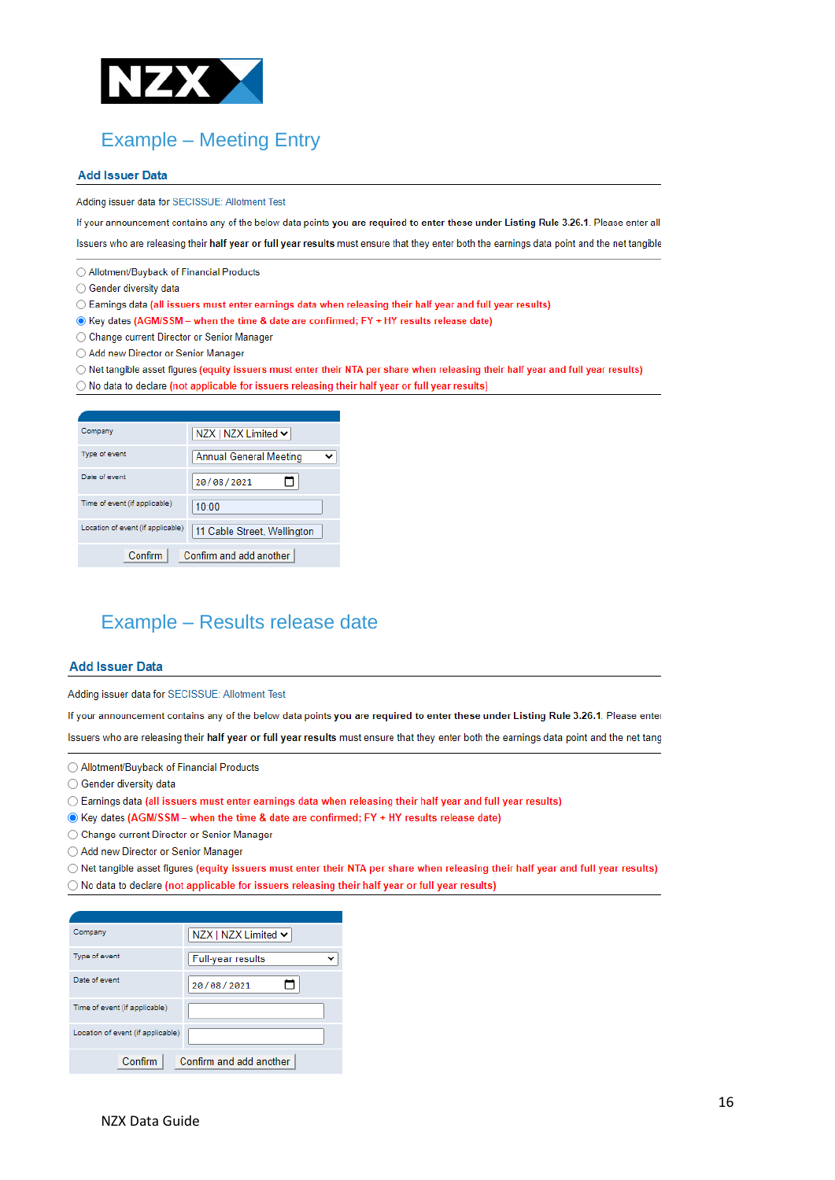## Example – Meeting Entry

### Add Issuer Data

Adding issuer data for SECISSUE: Allotment Test

If your announcement contains any of the below data points **you are required to enter these under Listing Rule 3.26.1**. Please enter all

Issuers who are releasing their **half year or full year results** must ensure that they enter both the earnings data point and the net tangible

- ○ Allotment/Buyback of Financial Products
- ○ Gender diversity data
- ○ Earnings data **(all issuers must enter earnings data when releasing their half year and full year results)**
- ◉ Key dates **(AGM/SSM – when the time & date are confirmed; FY + HY results release date)**
- ○ Change current Director or Senior Manager
- ○ Add new Director or Senior Manager
- ○ Net tangible asset figures **(equity issuers must enter their NTA per share when releasing their half year and full year results)**
- ○ No data to declare (not applicable for issuers releasing their half year or full year results)

| Field | Value |
| --- | --- |
| Company | NZX \| NZX Limited |
| Type of event | Annual General Meeting |
| Date of event | 20/08/2021 |
| Time of event (if applicable) | 10:00 |
| Location of event (if applicable) | 11 Cable Street, Wellington |

Confirm | Confirm and add another

## Example – Results release date

### Add Issuer Data

Adding issuer data for SECISSUE: Allotment Test

If your announcement contains any of the below data points **you are required to enter these under Listing Rule 3.26.1**. Please enter

Issuers who are releasing their **half year or full year results** must ensure that they enter both the earnings data point and the net tang

- ○ Allotment/Buyback of Financial Products
- ○ Gender diversity data
- ○ Earnings data **(all issuers must enter earnings data when releasing their half year and full year results)**
- ◉ Key dates **(AGM/SSM – when the time & date are confirmed; FY + HY results release date)**
- ○ Change current Director or Senior Manager
- ○ Add new Director or Senior Manager
- ○ Net tangible asset figures **(equity issuers must enter their NTA per share when releasing their half year and full year results)**
- ○ No data to declare **(not applicable for issuers releasing their half year or full year results)**

| Field | Value |
| --- | --- |
| Company | NZX \| NZX Limited |
| Type of event | Full-year results |
| Date of event | 20/08/2021 |
| Time of event (if applicable) | |
| Location of event (if applicable) | |

Confirm | Confirm and add another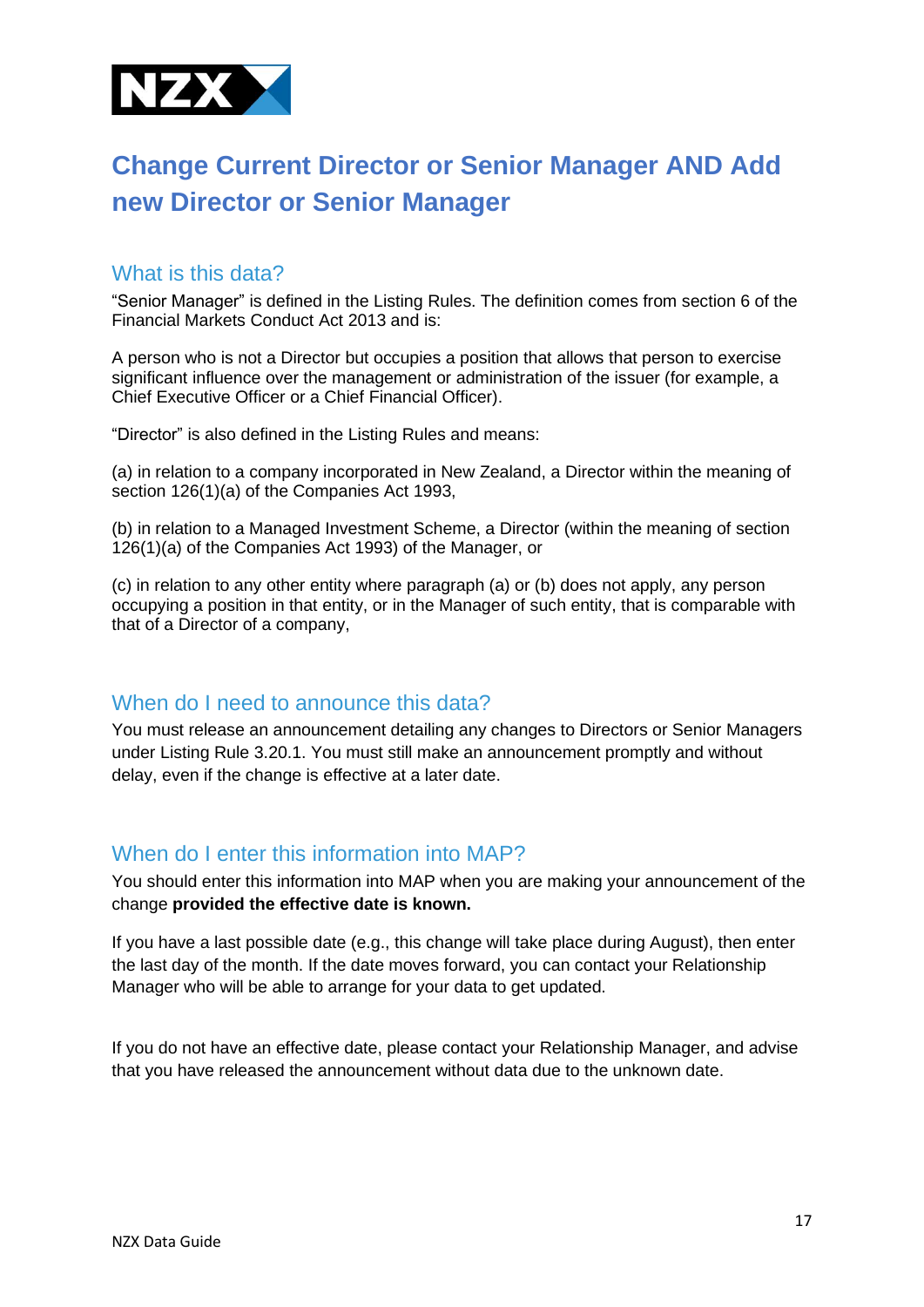# Change Current Director or Senior Manager AND Add new Director or Senior Manager

## What is this data?

"Senior Manager" is defined in the Listing Rules. The definition comes from section 6 of the Financial Markets Conduct Act 2013 and is:

A person who is not a Director but occupies a position that allows that person to exercise significant influence over the management or administration of the issuer (for example, a Chief Executive Officer or a Chief Financial Officer).

"Director" is also defined in the Listing Rules and means:

(a) in relation to a company incorporated in New Zealand, a Director within the meaning of section 126(1)(a) of the Companies Act 1993,

(b) in relation to a Managed Investment Scheme, a Director (within the meaning of section 126(1)(a) of the Companies Act 1993) of the Manager, or

(c) in relation to any other entity where paragraph (a) or (b) does not apply, any person occupying a position in that entity, or in the Manager of such entity, that is comparable with that of a Director of a company,

## When do I need to announce this data?

You must release an announcement detailing any changes to Directors or Senior Managers under Listing Rule 3.20.1. You must still make an announcement promptly and without delay, even if the change is effective at a later date.

## When do I enter this information into MAP?

You should enter this information into MAP when you are making your announcement of the change **provided the effective date is known.**

If you have a last possible date (e.g., this change will take place during August), then enter the last day of the month. If the date moves forward, you can contact your Relationship Manager who will be able to arrange for your data to get updated.

If you do not have an effective date, please contact your Relationship Manager, and advise that you have released the announcement without data due to the unknown date.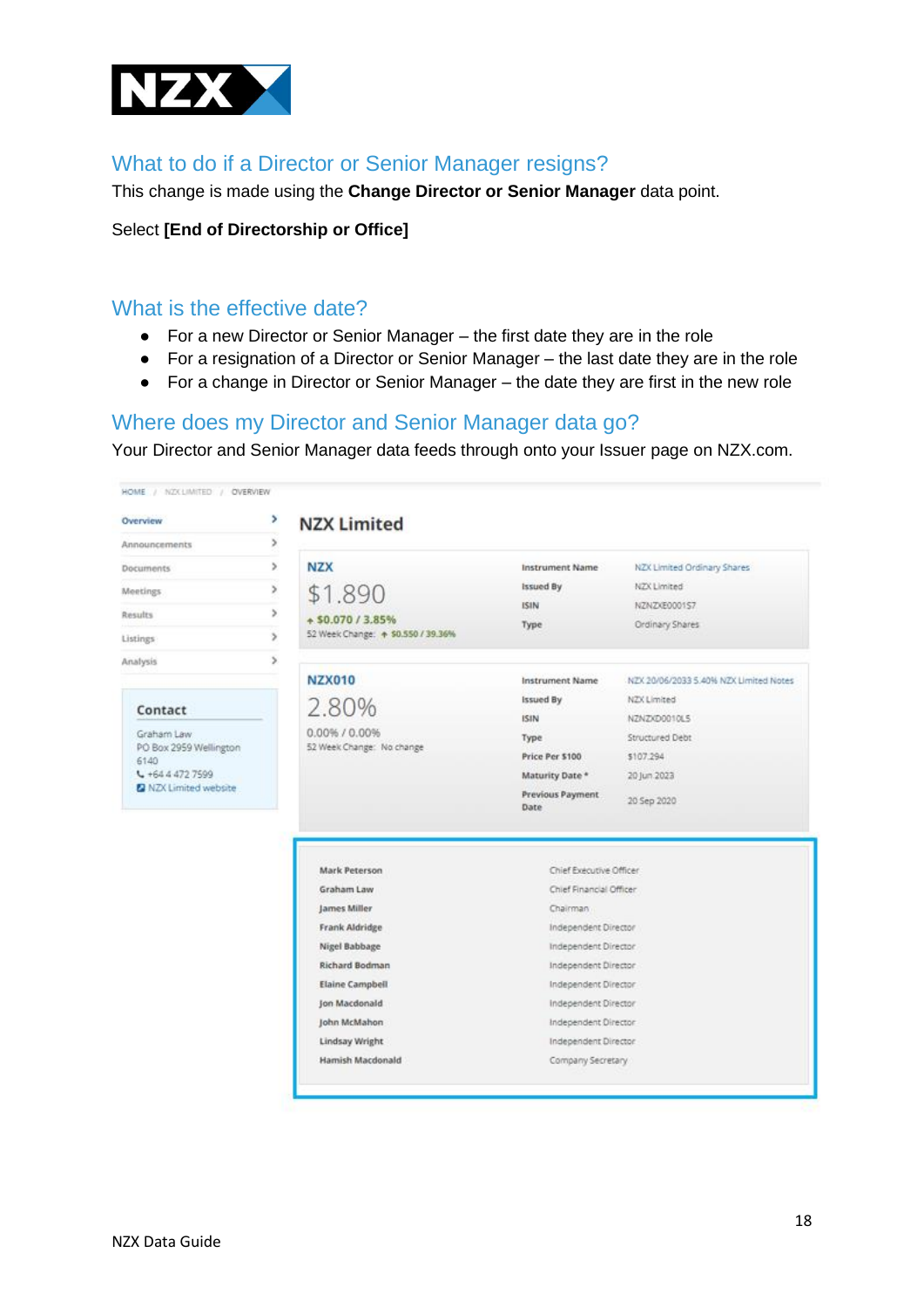## What to do if a Director or Senior Manager resigns?

This change is made using the **Change Director or Senior Manager** data point.

Select **[End of Directorship or Office]**

## What is the effective date?

- For a new Director or Senior Manager – the first date they are in the role
- For a resignation of a Director or Senior Manager – the last date they are in the role
- For a change in Director or Senior Manager – the date they are first in the new role

## Where does my Director and Senior Manager data go?

Your Director and Senior Manager data feeds through onto your Issuer page on NZX.com.

HOME / NZX LIMITED / OVERVIEW

- Overview
- Announcements
- Documents
- Meetings
- Results
- Listings
- Analysis

**Contact**

Graham Law
PO Box 2959 Wellington 6140
+64 4 472 7599
NZX Limited website

**NZX Limited**

**NZX**

$1.890

+ $0.070 / 3.85%

52 Week Change: + $0.550 / 39.36%

| | |
|---|---|
| Instrument Name | NZX Limited Ordinary Shares |
| Issued By | NZX Limited |
| ISIN | NZNZXE0001S7 |
| Type | Ordinary Shares |

**NZX010**

2.80%

0.00% / 0.00%

52 Week Change: No change

| | |
|---|---|
| Instrument Name | NZX 20/06/2033 5.40% NZX Limited Notes |
| Issued By | NZX Limited |
| ISIN | NZNZXD0010L5 |
| Type | Structured Debt |
| Price Per $100 | $107.294 |
| Maturity Date * | 20 Jun 2023 |
| Previous Payment Date | 20 Sep 2020 |

| | |
|---|---|
| Mark Peterson | Chief Executive Officer |
| Graham Law | Chief Financial Officer |
| James Miller | Chairman |
| Frank Aldridge | Independent Director |
| Nigel Babbage | Independent Director |
| Richard Bodman | Independent Director |
| Elaine Campbell | Independent Director |
| Jon Macdonald | Independent Director |
| John McMahon | Independent Director |
| Lindsay Wright | Independent Director |
| Hamish Macdonald | Company Secretary |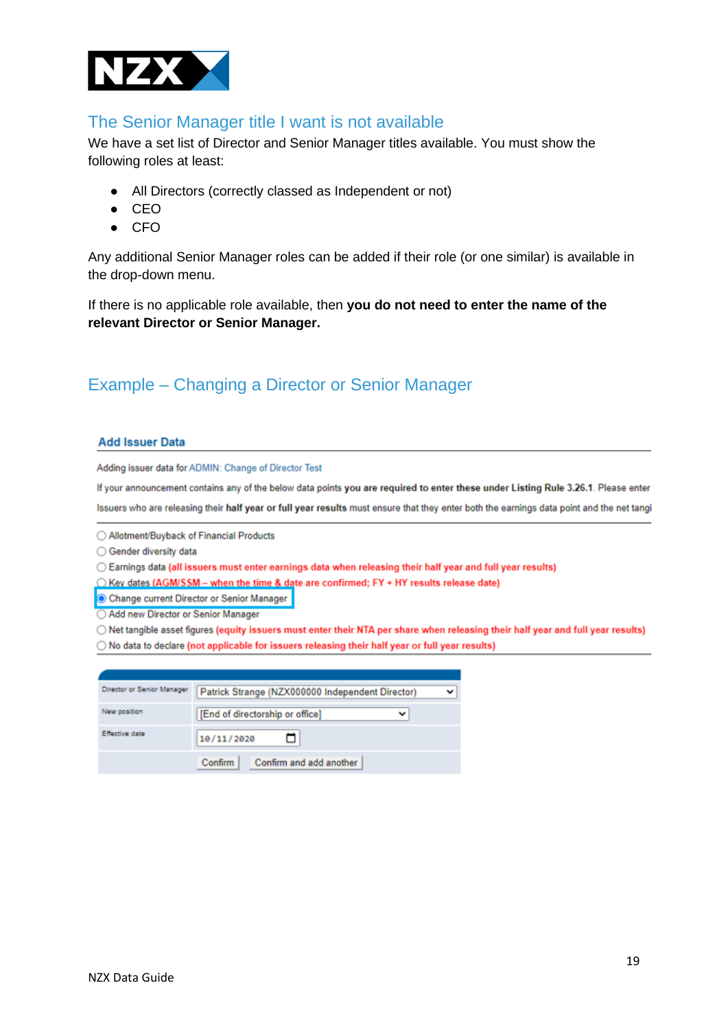## The Senior Manager title I want is not available

We have a set list of Director and Senior Manager titles available. You must show the following roles at least:

- All Directors (correctly classed as Independent or not)
- CEO
- CFO

Any additional Senior Manager roles can be added if their role (or one similar) is available in the drop-down menu.

If there is no applicable role available, then **you do not need to enter the name of the relevant Director or Senior Manager.**

## Example – Changing a Director or Senior Manager

**Add Issuer Data**

Adding issuer data for ADMIN: Change of Director Test

If your announcement contains any of the below data points **you are required to enter these under Listing Rule 3.26.1**. Please enter

Issuers who are releasing their **half year or full year results** must ensure that they enter both the earnings data point and the net tangi

- ○ Allotment/Buyback of Financial Products
- ○ Gender diversity data
- ○ Earnings data **(all issuers must enter earnings data when releasing their half year and full year results)**
- ○ Key dates **(AGM/SSM – when the time & date are confirmed; FY + HY results release date)**
- ● Change current Director or Senior Manager
- ○ Add new Director or Senior Manager
- ○ Net tangible asset figures **(equity issuers must enter their NTA per share when releasing their half year and full year results)**
- ○ No data to declare **(not applicable for issuers releasing their half year or full year results)**

| | |
|---|---|
| Director or Senior Manager | Patrick Strange (NZX000000 Independent Director) |
| New position | [End of directorship or office] |
| Effective date | 10/11/2020 |
| | Confirm / Confirm and add another |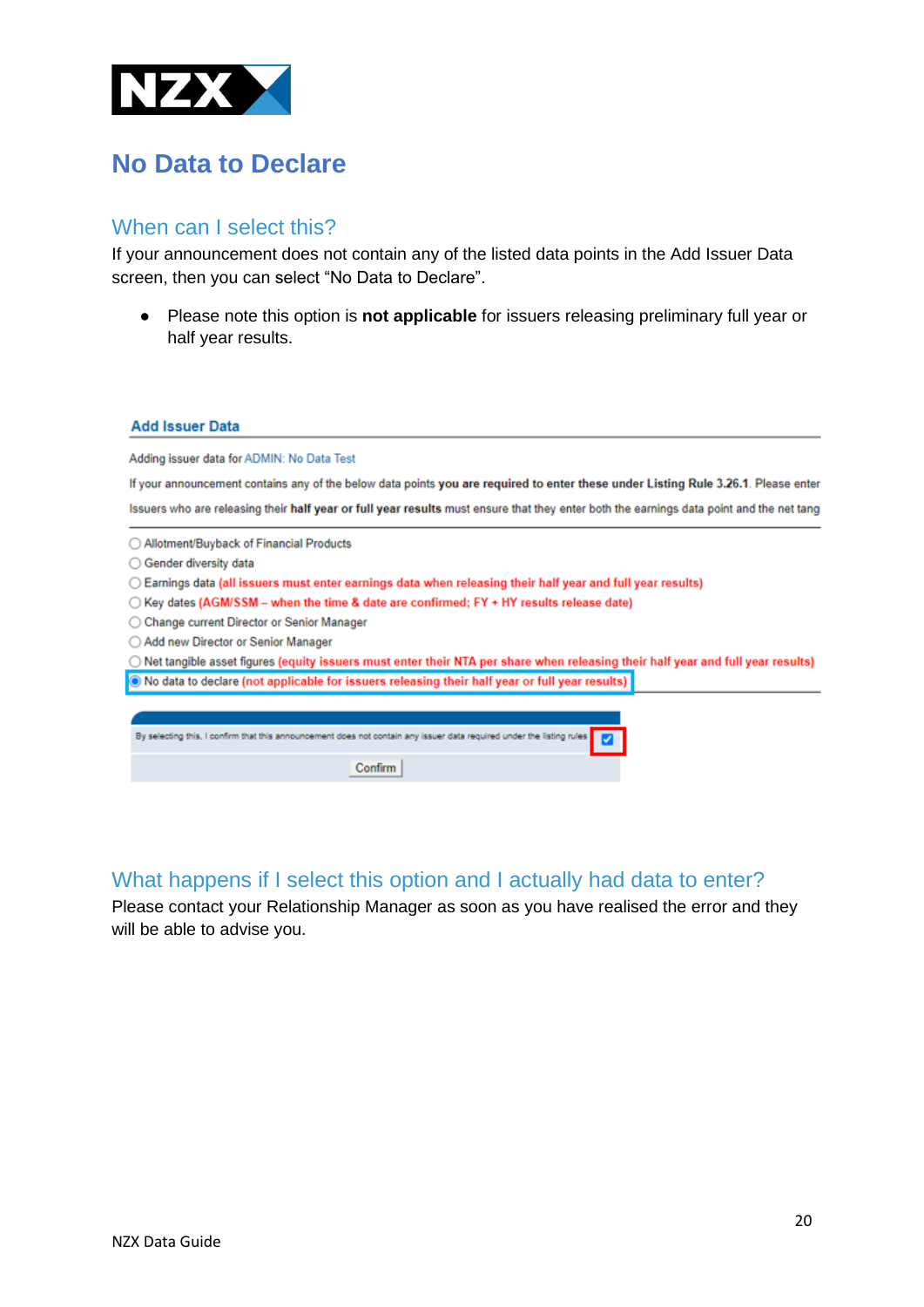# No Data to Declare

## When can I select this?

If your announcement does not contain any of the listed data points in the Add Issuer Data screen, then you can select "No Data to Declare".

- Please note this option is **not applicable** for issuers releasing preliminary full year or half year results.

## What happens if I select this option and I actually had data to enter?

Please contact your Relationship Manager as soon as you have realised the error and they will be able to advise you.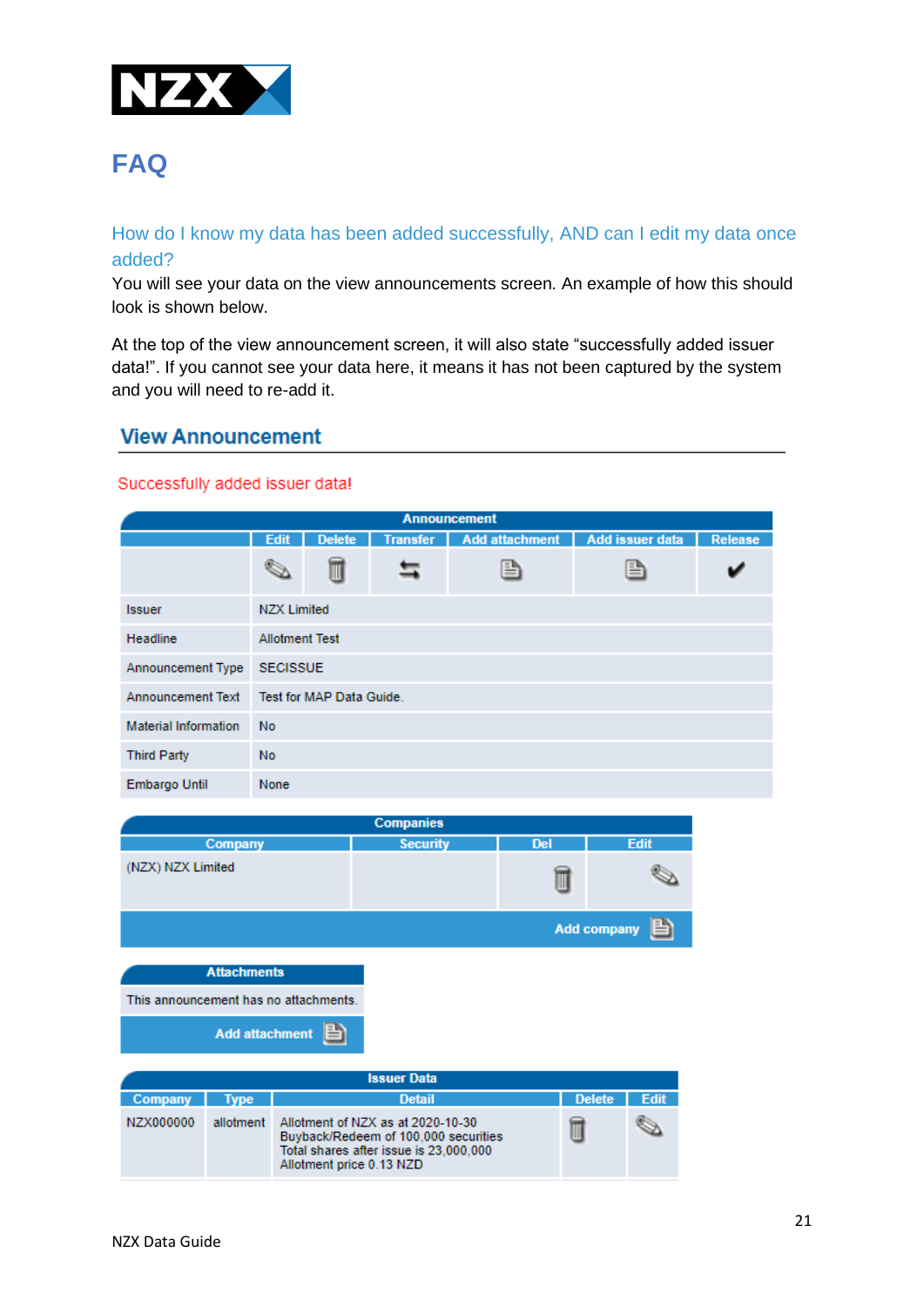# FAQ

## How do I know my data has been added successfully, AND can I edit my data once added?

You will see your data on the view announcements screen. An example of how this should look is shown below.

At the top of the view announcement screen, it will also state "successfully added issuer data!". If you cannot see your data here, it means it has not been captured by the system and you will need to re-add it.

### View Announcement

Successfully added issuer data!

| Announcement | | | | | | |
|---|---|---|---|---|---|---|
| | Edit | Delete | Transfer | Add attachment | Add issuer data | Release |
| Issuer | NZX Limited | | | | | |
| Headline | Allotment Test | | | | | |
| Announcement Type | SECISSUE | | | | | |
| Announcement Text | Test for MAP Data Guide. | | | | | |
| Material Information | No | | | | | |
| Third Party | No | | | | | |
| Embargo Until | None | | | | | |

| Companies | | | |
|---|---|---|---|
| Company | Security | Del | Edit |
| (NZX) NZX Limited | | | |
| | | | Add company |

| Attachments |
|---|
| This announcement has no attachments. |
| Add attachment |

| Issuer Data | | | | |
|---|---|---|---|---|
| Company | Type | Detail | Delete | Edit |
| NZX000000 | allotment | Allotment of NZX as at 2020-10-30<br>Buyback/Redeem of 100,000 securities<br>Total shares after issue is 23,000,000<br>Allotment price 0.13 NZD | | |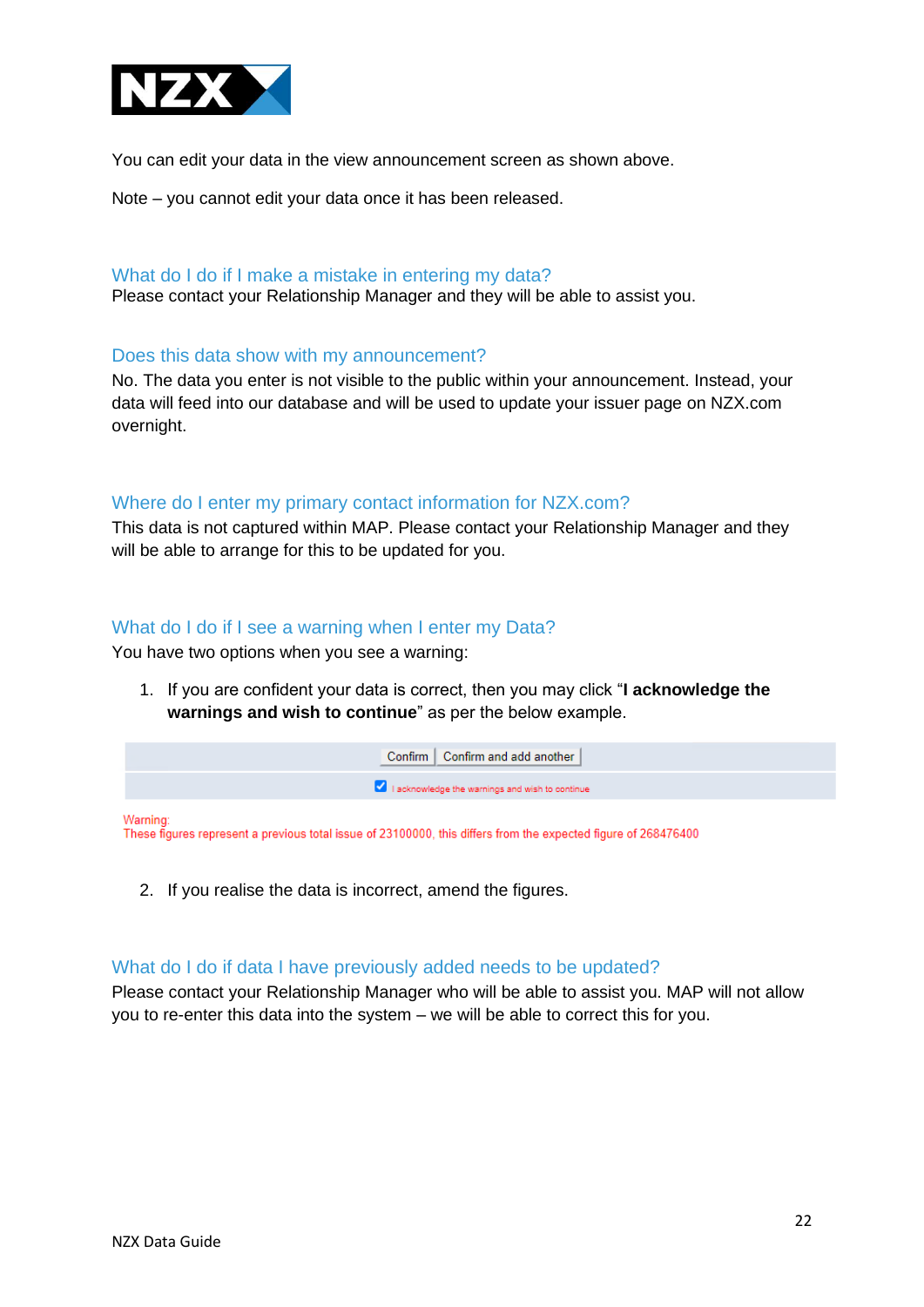You can edit your data in the view announcement screen as shown above.

Note – you cannot edit your data once it has been released.

## What do I do if I make a mistake in entering my data?

Please contact your Relationship Manager and they will be able to assist you.

## Does this data show with my announcement?

No. The data you enter is not visible to the public within your announcement. Instead, your data will feed into our database and will be used to update your issuer page on NZX.com overnight.

## Where do I enter my primary contact information for NZX.com?

This data is not captured within MAP. Please contact your Relationship Manager and they will be able to arrange for this to be updated for you.

## What do I do if I see a warning when I enter my Data?

You have two options when you see a warning:

1. If you are confident your data is correct, then you may click "**I acknowledge the warnings and wish to continue**" as per the below example.

Confirm | Confirm and add another

☑ I acknowledge the warnings and wish to continue

Warning:
These figures represent a previous total issue of 23100000, this differs from the expected figure of 268476400

2. If you realise the data is incorrect, amend the figures.

## What do I do if data I have previously added needs to be updated?

Please contact your Relationship Manager who will be able to assist you. MAP will not allow you to re-enter this data into the system – we will be able to correct this for you.